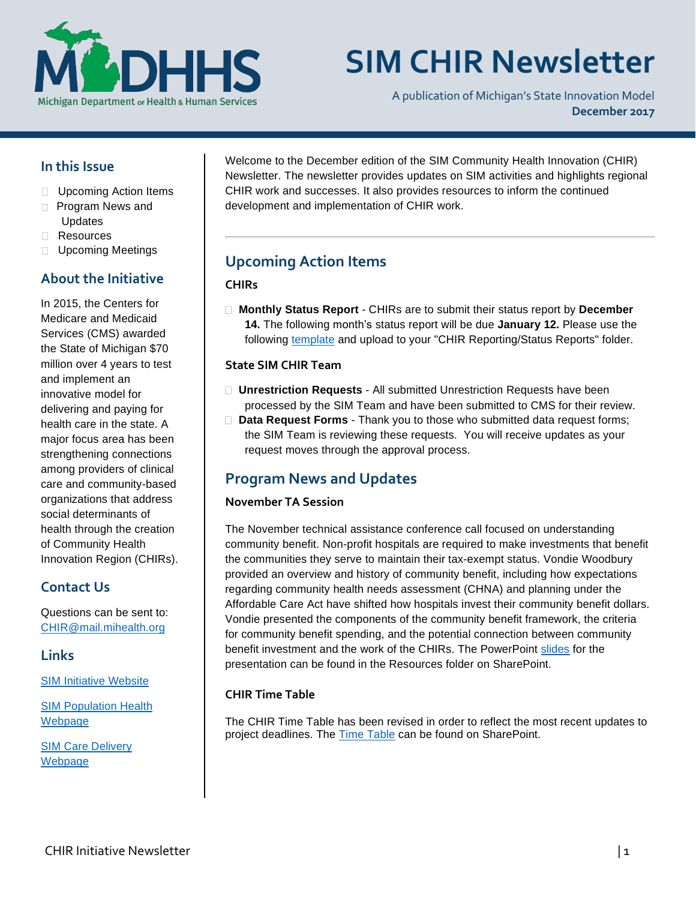# SIM CHIR Newsletter

A publication of Michigan's State Innovation Model
**December 2017**

## In this Issue

- Upcoming Action Items
- Program News and Updates
- Resources
- Upcoming Meetings

## About the Initiative

In 2015, the Centers for Medicare and Medicaid Services (CMS) awarded the State of Michigan $70 million over 4 years to test and implement an innovative model for delivering and paying for health care in the state. A major focus area has been strengthening connections among providers of clinical care and community-based organizations that address social determinants of health through the creation of Community Health Innovation Region (CHIRs).

## Contact Us

Questions can be sent to: CHIR@mail.mihealth.org

## Links

SIM Initiative Website

SIM Population Health Webpage

SIM Care Delivery Webpage

---

Welcome to the December edition of the SIM Community Health Innovation (CHIR) Newsletter. The newsletter provides updates on SIM activities and highlights regional CHIR work and successes. It also provides resources to inform the continued development and implementation of CHIR work.

## Upcoming Action Items

### CHIRs

- **Monthly Status Report** - CHIRs are to submit their status report by **December 14.** The following month's status report will be due **January 12.** Please use the following template and upload to your "CHIR Reporting/Status Reports" folder.

### State SIM CHIR Team

- **Unrestriction Requests** - All submitted Unrestriction Requests have been processed by the SIM Team and have been submitted to CMS for their review.
- **Data Request Forms** - Thank you to those who submitted data request forms; the SIM Team is reviewing these requests. You will receive updates as your request moves through the approval process.

## Program News and Updates

### November TA Session

The November technical assistance conference call focused on understanding community benefit. Non-profit hospitals are required to make investments that benefit the communities they serve to maintain their tax-exempt status. Vondie Woodbury provided an overview and history of community benefit, including how expectations regarding community health needs assessment (CHNA) and planning under the Affordable Care Act have shifted how hospitals invest their community benefit dollars. Vondie presented the components of the community benefit framework, the criteria for community benefit spending, and the potential connection between community benefit investment and the work of the CHIRs. The PowerPoint slides for the presentation can be found in the Resources folder on SharePoint.

### CHIR Time Table

The CHIR Time Table has been revised in order to reflect the most recent updates to project deadlines. The Time Table can be found on SharePoint.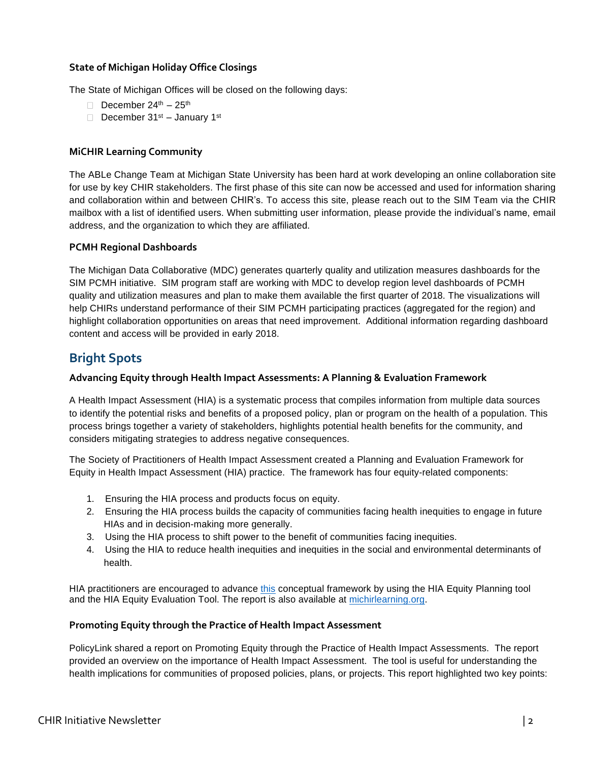### State of Michigan Holiday Office Closings

The State of Michigan Offices will be closed on the following days:

- December 24th – 25th
- December 31st – January 1st

### MiCHIR Learning Community

The ABLe Change Team at Michigan State University has been hard at work developing an online collaboration site for use by key CHIR stakeholders. The first phase of this site can now be accessed and used for information sharing and collaboration within and between CHIR's. To access this site, please reach out to the SIM Team via the CHIR mailbox with a list of identified users. When submitting user information, please provide the individual's name, email address, and the organization to which they are affiliated.

### PCMH Regional Dashboards

The Michigan Data Collaborative (MDC) generates quarterly quality and utilization measures dashboards for the SIM PCMH initiative. SIM program staff are working with MDC to develop region level dashboards of PCMH quality and utilization measures and plan to make them available the first quarter of 2018. The visualizations will help CHIRs understand performance of their SIM PCMH participating practices (aggregated for the region) and highlight collaboration opportunities on areas that need improvement. Additional information regarding dashboard content and access will be provided in early 2018.

## Bright Spots

### Advancing Equity through Health Impact Assessments: A Planning & Evaluation Framework

A Health Impact Assessment (HIA) is a systematic process that compiles information from multiple data sources to identify the potential risks and benefits of a proposed policy, plan or program on the health of a population. This process brings together a variety of stakeholders, highlights potential health benefits for the community, and considers mitigating strategies to address negative consequences.

The Society of Practitioners of Health Impact Assessment created a Planning and Evaluation Framework for Equity in Health Impact Assessment (HIA) practice. The framework has four equity-related components:

1. Ensuring the HIA process and products focus on equity.
2. Ensuring the HIA process builds the capacity of communities facing health inequities to engage in future HIAs and in decision-making more generally.
3. Using the HIA process to shift power to the benefit of communities facing inequities.
4. Using the HIA to reduce health inequities and inequities in the social and environmental determinants of health.

HIA practitioners are encouraged to advance this conceptual framework by using the HIA Equity Planning tool and the HIA Equity Evaluation Tool. The report is also available at michirlearning.org.

### Promoting Equity through the Practice of Health Impact Assessment

PolicyLink shared a report on Promoting Equity through the Practice of Health Impact Assessments. The report provided an overview on the importance of Health Impact Assessment. The tool is useful for understanding the health implications for communities of proposed policies, plans, or projects. This report highlighted two key points: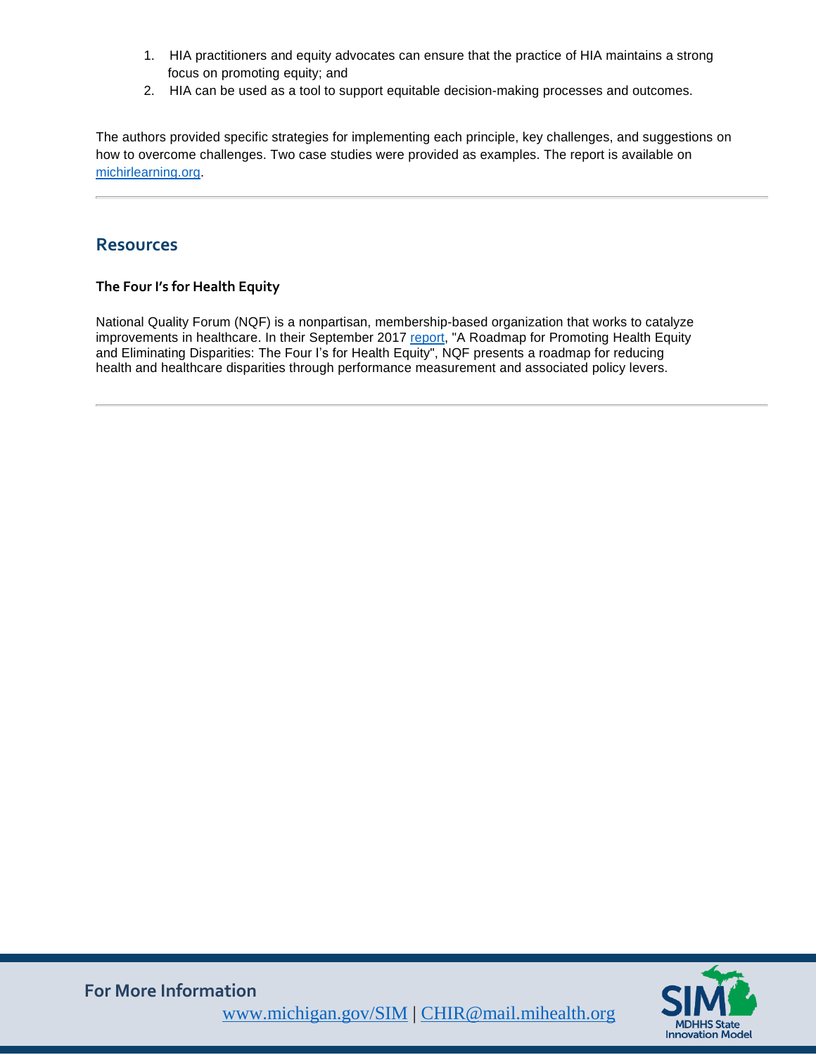1. HIA practitioners and equity advocates can ensure that the practice of HIA maintains a strong focus on promoting equity; and
2. HIA can be used as a tool to support equitable decision-making processes and outcomes.

The authors provided specific strategies for implementing each principle, key challenges, and suggestions on how to overcome challenges. Two case studies were provided as examples. The report is available on michirlearning.org.

---

## Resources

### The Four I's for Health Equity

National Quality Forum (NQF) is a nonpartisan, membership-based organization that works to catalyze improvements in healthcare. In their September 2017 report, "A Roadmap for Promoting Health Equity and Eliminating Disparities: The Four I's for Health Equity", NQF presents a roadmap for reducing health and healthcare disparities through performance measurement and associated policy levers.

---

**For More Information**

www.michigan.gov/SIM | CHIR@mail.mihealth.org

SIM MDHHS State Innovation Model